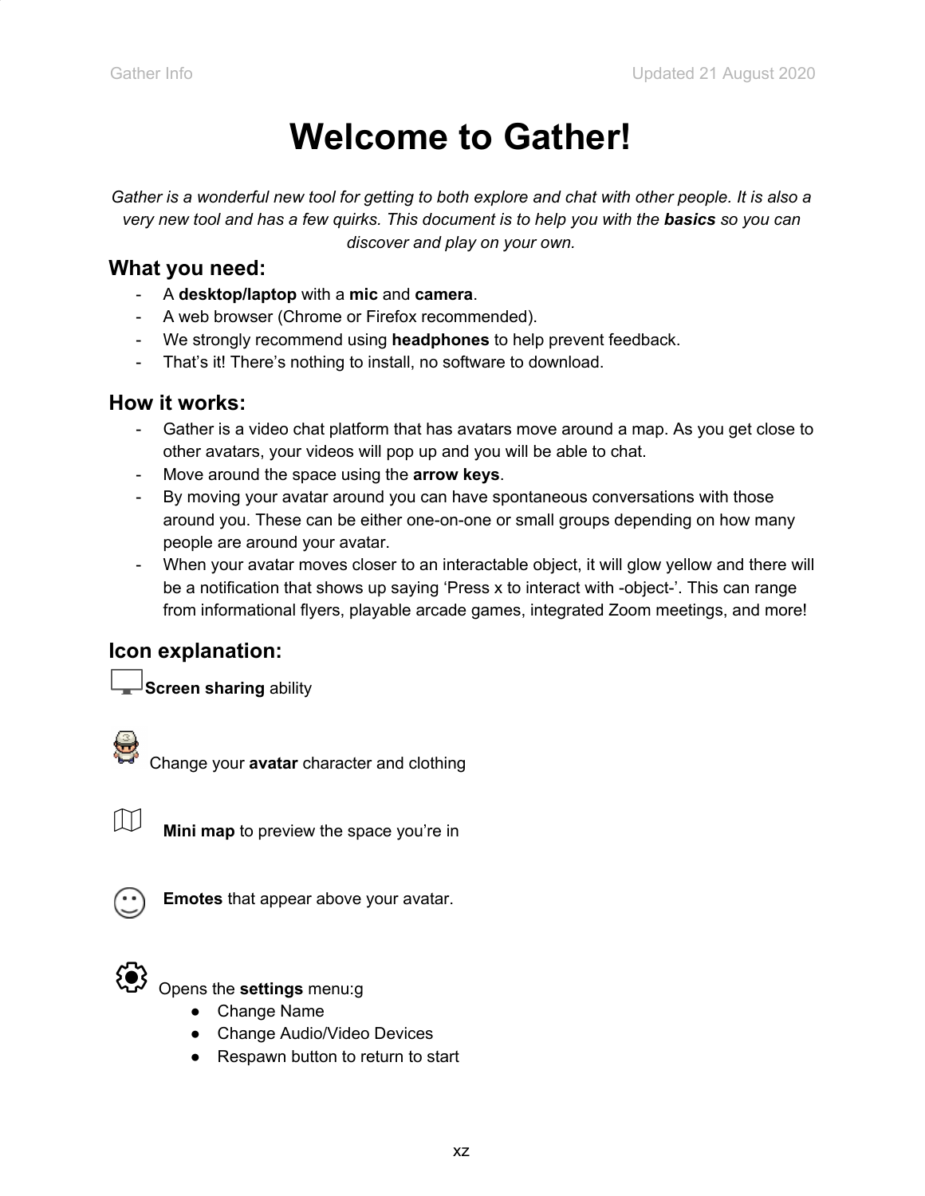# Welcome to Gather!

*Gather is a wonderful new tool for getting to both explore and chat with other people. It is also a very new tool and has a few quirks. This document is to help you with the **basics** so you can discover and play on your own.*

## What you need:

- A **desktop/laptop** with a **mic** and **camera**.
- A web browser (Chrome or Firefox recommended).
- We strongly recommend using **headphones** to help prevent feedback.
- That's it! There's nothing to install, no software to download.

## How it works:

- Gather is a video chat platform that has avatars move around a map. As you get close to other avatars, your videos will pop up and you will be able to chat.
- Move around the space using the **arrow keys**.
- By moving your avatar around you can have spontaneous conversations with those around you. These can be either one-on-one or small groups depending on how many people are around your avatar.
- When your avatar moves closer to an interactable object, it will glow yellow and there will be a notification that shows up saying 'Press x to interact with -object-'. This can range from informational flyers, playable arcade games, integrated Zoom meetings, and more!

## Icon explanation:

**Screen sharing** ability

Change your **avatar** character and clothing

**Mini map** to preview the space you're in

**Emotes** that appear above your avatar.

Opens the **settings** menu:g

- Change Name
- Change Audio/Video Devices
- Respawn button to return to start

xz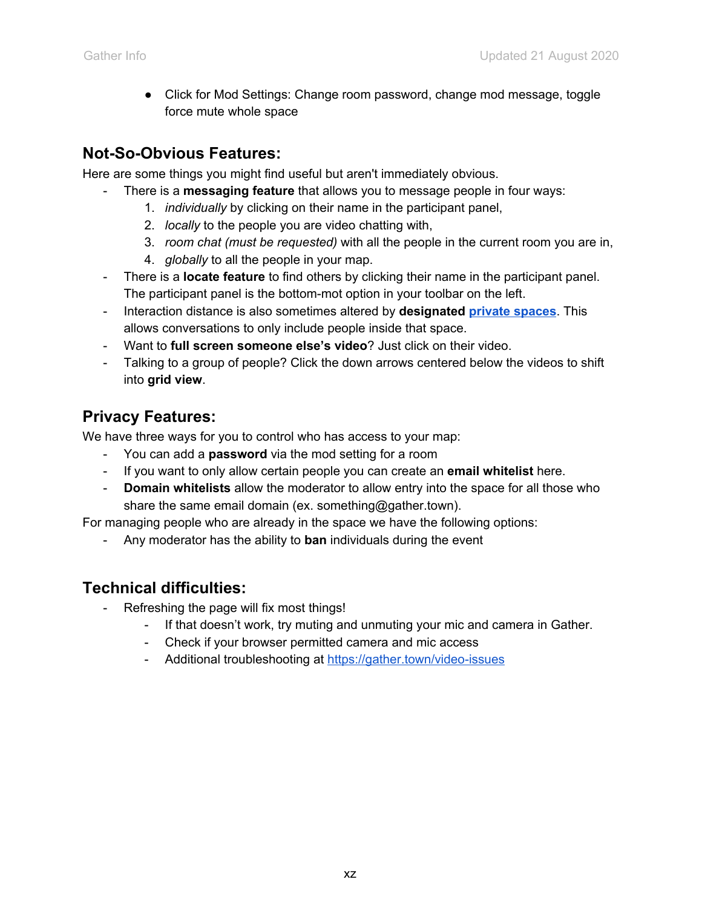- Click for Mod Settings: Change room password, change mod message, toggle force mute whole space

## Not-So-Obvious Features:

Here are some things you might find useful but aren't immediately obvious.

- There is a **messaging feature** that allows you to message people in four ways:
    1. *individually* by clicking on their name in the participant panel,
    2. *locally* to the people you are video chatting with,
    3. *room chat (must be requested)* with all the people in the current room you are in,
    4. *globally* to all the people in your map.
- There is a **locate feature** to find others by clicking their name in the participant panel. The participant panel is the bottom-mot option in your toolbar on the left.
- Interaction distance is also sometimes altered by **designated** **private spaces**. This allows conversations to only include people inside that space.
- Want to **full screen someone else's video**? Just click on their video.
- Talking to a group of people? Click the down arrows centered below the videos to shift into **grid view**.

## Privacy Features:

We have three ways for you to control who has access to your map:

- You can add a **password** via the mod setting for a room
- If you want to only allow certain people you can create an **email whitelist** here.
- **Domain whitelists** allow the moderator to allow entry into the space for all those who share the same email domain (ex. something@gather.town).

For managing people who are already in the space we have the following options:

- Any moderator has the ability to **ban** individuals during the event

## Technical difficulties:

- Refreshing the page will fix most things!
    - If that doesn't work, try muting and unmuting your mic and camera in Gather.
    - Check if your browser permitted camera and mic access
    - Additional troubleshooting at https://gather.town/video-issues

xz